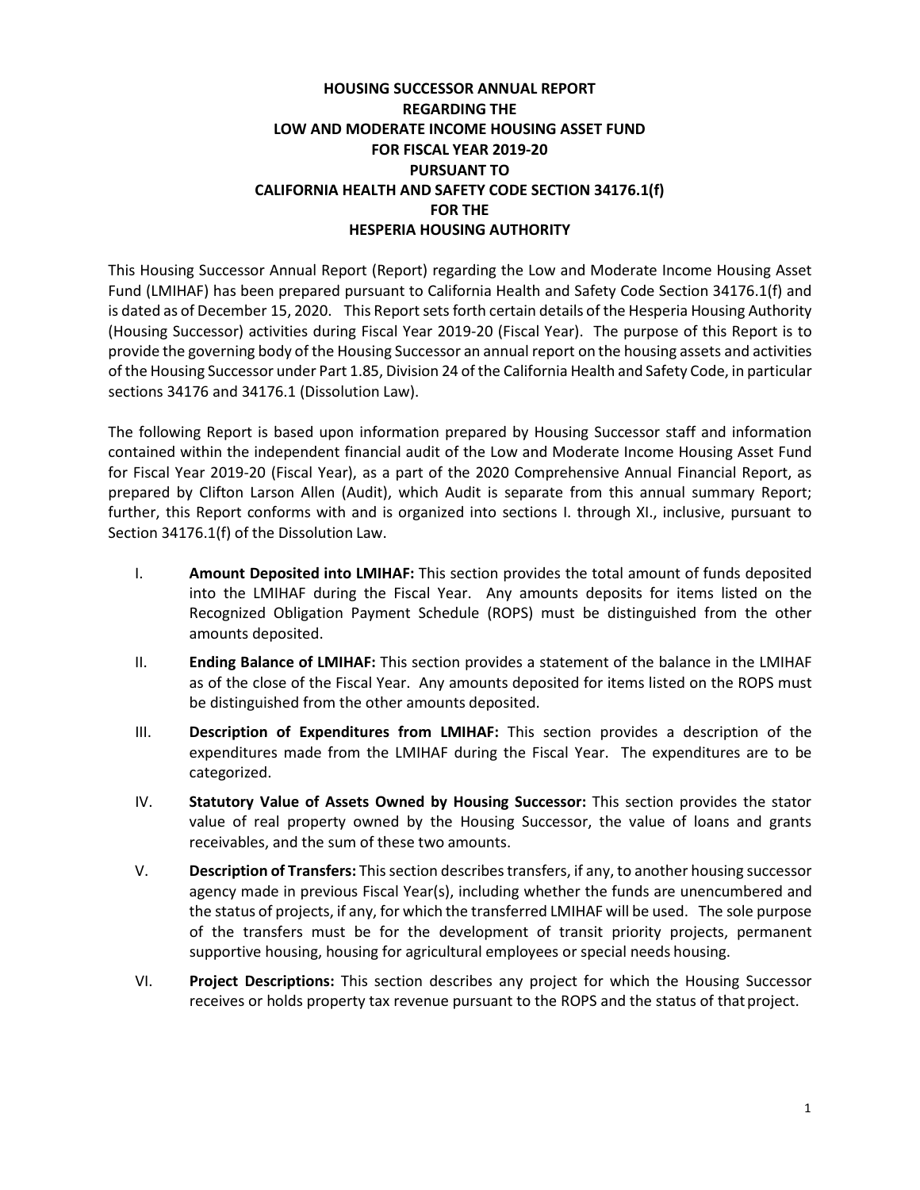# HOUSING SUCCESSOR ANNUAL REPORT REGARDING THE LOW AND MODERATE INCOME HOUSING ASSET FUND FOR FISCAL YEAR 2019-20 PURSUANT TO CALIFORNIA HEALTH AND SAFETY CODE SECTION 34176.1(f) FOR THE HESPERIA HOUSING AUTHORITY

This Housing Successor Annual Report (Report) regarding the Low and Moderate Income Housing Asset Fund (LMIHAF) has been prepared pursuant to California Health and Safety Code Section 34176.1(f) and is dated as of December 15, 2020. This Report sets forth certain details of the Hesperia Housing Authority (Housing Successor) activities during Fiscal Year 2019-20 (Fiscal Year). The purpose of this Report is to provide the governing body of the Housing Successor an annual report on the housing assets and activities of the Housing Successor under Part 1.85, Division 24 of the California Health and Safety Code, in particular sections 34176 and 34176.1 (Dissolution Law).

The following Report is based upon information prepared by Housing Successor staff and information contained within the independent financial audit of the Low and Moderate Income Housing Asset Fund for Fiscal Year 2019-20 (Fiscal Year), as a part of the 2020 Comprehensive Annual Financial Report, as prepared by Clifton Larson Allen (Audit), which Audit is separate from this annual summary Report; further, this Report conforms with and is organized into sections I. through XI., inclusive, pursuant to Section 34176.1(f) of the Dissolution Law.

I. **Amount Deposited into LMIHAF:** This section provides the total amount of funds deposited into the LMIHAF during the Fiscal Year. Any amounts deposits for items listed on the Recognized Obligation Payment Schedule (ROPS) must be distinguished from the other amounts deposited.

II. **Ending Balance of LMIHAF:** This section provides a statement of the balance in the LMIHAF as of the close of the Fiscal Year. Any amounts deposited for items listed on the ROPS must be distinguished from the other amounts deposited.

III. **Description of Expenditures from LMIHAF:** This section provides a description of the expenditures made from the LMIHAF during the Fiscal Year. The expenditures are to be categorized.

IV. **Statutory Value of Assets Owned by Housing Successor:** This section provides the stator value of real property owned by the Housing Successor, the value of loans and grants receivables, and the sum of these two amounts.

V. **Description of Transfers:** This section describes transfers, if any, to another housing successor agency made in previous Fiscal Year(s), including whether the funds are unencumbered and the status of projects, if any, for which the transferred LMIHAF will be used. The sole purpose of the transfers must be for the development of transit priority projects, permanent supportive housing, housing for agricultural employees or special needs housing.

VI. **Project Descriptions:** This section describes any project for which the Housing Successor receives or holds property tax revenue pursuant to the ROPS and the status of that project.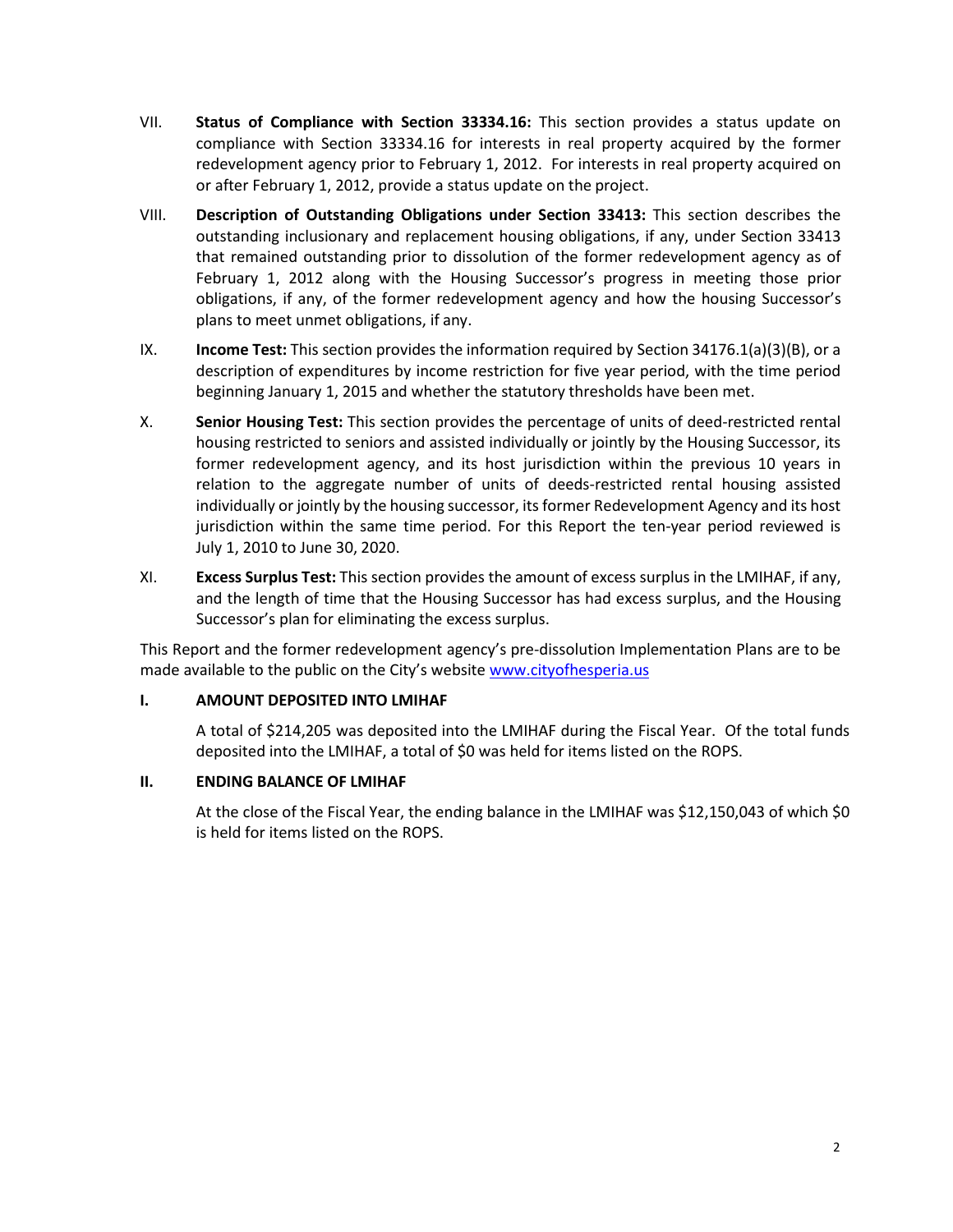VII. **Status of Compliance with Section 33334.16:** This section provides a status update on compliance with Section 33334.16 for interests in real property acquired by the former redevelopment agency prior to February 1, 2012. For interests in real property acquired on or after February 1, 2012, provide a status update on the project.

VIII. **Description of Outstanding Obligations under Section 33413:** This section describes the outstanding inclusionary and replacement housing obligations, if any, under Section 33413 that remained outstanding prior to dissolution of the former redevelopment agency as of February 1, 2012 along with the Housing Successor's progress in meeting those prior obligations, if any, of the former redevelopment agency and how the housing Successor's plans to meet unmet obligations, if any.

IX. **Income Test:** This section provides the information required by Section 34176.1(a)(3)(B), or a description of expenditures by income restriction for five year period, with the time period beginning January 1, 2015 and whether the statutory thresholds have been met.

X. **Senior Housing Test:** This section provides the percentage of units of deed-restricted rental housing restricted to seniors and assisted individually or jointly by the Housing Successor, its former redevelopment agency, and its host jurisdiction within the previous 10 years in relation to the aggregate number of units of deeds-restricted rental housing assisted individually or jointly by the housing successor, its former Redevelopment Agency and its host jurisdiction within the same time period. For this Report the ten-year period reviewed is July 1, 2010 to June 30, 2020.

XI. **Excess Surplus Test:** This section provides the amount of excess surplus in the LMIHAF, if any, and the length of time that the Housing Successor has had excess surplus, and the Housing Successor's plan for eliminating the excess surplus.

This Report and the former redevelopment agency's pre-dissolution Implementation Plans are to be made available to the public on the City's website [www.cityofhesperia.us](http://www.cityofhesperia.us)

## I. AMOUNT DEPOSITED INTO LMIHAF

A total of $214,205 was deposited into the LMIHAF during the Fiscal Year. Of the total funds deposited into the LMIHAF, a total of $0 was held for items listed on the ROPS.

## II. ENDING BALANCE OF LMIHAF

At the close of the Fiscal Year, the ending balance in the LMIHAF was $12,150,043 of which $0 is held for items listed on the ROPS.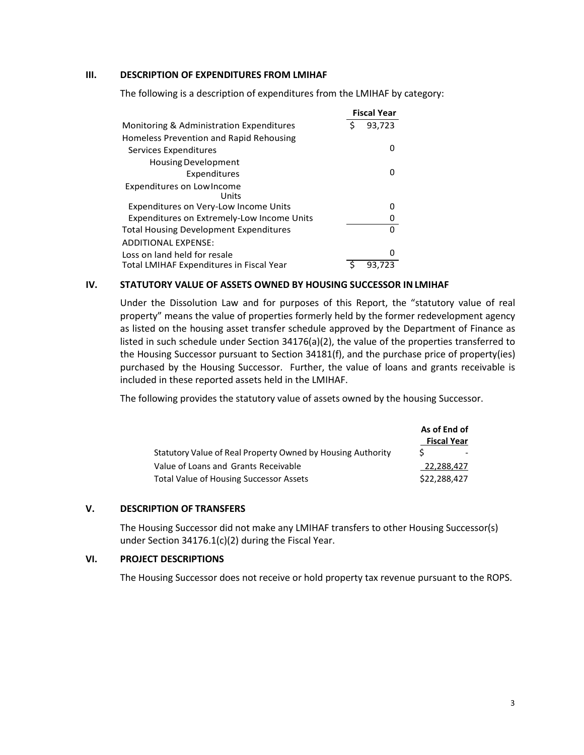## III. DESCRIPTION OF EXPENDITURES FROM LMIHAF

The following is a description of expenditures from the LMIHAF by category:

| | Fiscal Year |
|---|---|
| Monitoring & Administration Expenditures | $ 93,723 |
| Homeless Prevention and Rapid Rehousing Services Expenditures | 0 |
| Housing Development Expenditures | 0 |
| Expenditures on Low Income Units | |
| Expenditures on Very-Low Income Units | 0 |
| Expenditures on Extremely-Low Income Units | 0 |
| Total Housing Development Expenditures | 0 |
| ADDITIONAL EXPENSE: | |
| Loss on land held for resale | 0 |
| Total LMIHAF Expenditures in Fiscal Year | $ 93,723 |

## IV. STATUTORY VALUE OF ASSETS OWNED BY HOUSING SUCCESSOR IN LMIHAF

Under the Dissolution Law and for purposes of this Report, the "statutory value of real property" means the value of properties formerly held by the former redevelopment agency as listed on the housing asset transfer schedule approved by the Department of Finance as listed in such schedule under Section 34176(a)(2), the value of the properties transferred to the Housing Successor pursuant to Section 34181(f), and the purchase price of property(ies) purchased by the Housing Successor. Further, the value of loans and grants receivable is included in these reported assets held in the LMIHAF.

The following provides the statutory value of assets owned by the housing Successor.

| | As of End of Fiscal Year |
|---|---|
| Statutory Value of Real Property Owned by Housing Authority | $ - |
| Value of Loans and Grants Receivable | 22,288,427 |
| Total Value of Housing Successor Assets | $22,288,427 |

## V. DESCRIPTION OF TRANSFERS

The Housing Successor did not make any LMIHAF transfers to other Housing Successor(s) under Section 34176.1(c)(2) during the Fiscal Year.

## VI. PROJECT DESCRIPTIONS

The Housing Successor does not receive or hold property tax revenue pursuant to the ROPS.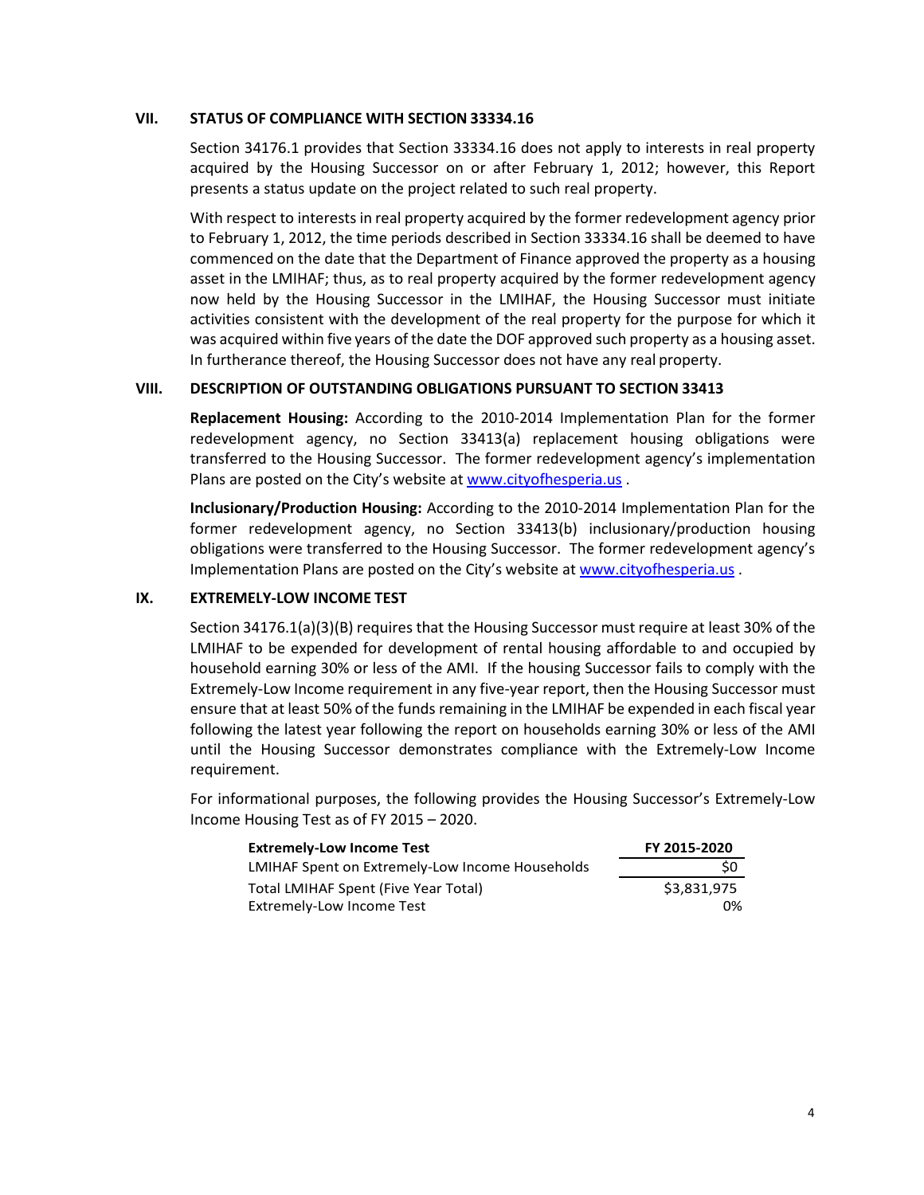## VII. STATUS OF COMPLIANCE WITH SECTION 33334.16

Section 34176.1 provides that Section 33334.16 does not apply to interests in real property acquired by the Housing Successor on or after February 1, 2012; however, this Report presents a status update on the project related to such real property.

With respect to interests in real property acquired by the former redevelopment agency prior to February 1, 2012, the time periods described in Section 33334.16 shall be deemed to have commenced on the date that the Department of Finance approved the property as a housing asset in the LMIHAF; thus, as to real property acquired by the former redevelopment agency now held by the Housing Successor in the LMIHAF, the Housing Successor must initiate activities consistent with the development of the real property for the purpose for which it was acquired within five years of the date the DOF approved such property as a housing asset. In furtherance thereof, the Housing Successor does not have any real property.

## VIII. DESCRIPTION OF OUTSTANDING OBLIGATIONS PURSUANT TO SECTION 33413

**Replacement Housing:** According to the 2010-2014 Implementation Plan for the former redevelopment agency, no Section 33413(a) replacement housing obligations were transferred to the Housing Successor. The former redevelopment agency's implementation Plans are posted on the City's website at www.cityofhesperia.us .

**Inclusionary/Production Housing:** According to the 2010-2014 Implementation Plan for the former redevelopment agency, no Section 33413(b) inclusionary/production housing obligations were transferred to the Housing Successor. The former redevelopment agency's Implementation Plans are posted on the City's website at www.cityofhesperia.us .

## IX. EXTREMELY-LOW INCOME TEST

Section 34176.1(a)(3)(B) requires that the Housing Successor must require at least 30% of the LMIHAF to be expended for development of rental housing affordable to and occupied by household earning 30% or less of the AMI. If the housing Successor fails to comply with the Extremely-Low Income requirement in any five-year report, then the Housing Successor must ensure that at least 50% of the funds remaining in the LMIHAF be expended in each fiscal year following the latest year following the report on households earning 30% or less of the AMI until the Housing Successor demonstrates compliance with the Extremely-Low Income requirement.

For informational purposes, the following provides the Housing Successor's Extremely-Low Income Housing Test as of FY 2015 – 2020.

| Extremely-Low Income Test | FY 2015-2020 |
|---|---|
| LMIHAF Spent on Extremely-Low Income Households | $0 |
| Total LMIHAF Spent (Five Year Total) | $3,831,975 |
| Extremely-Low Income Test | 0% |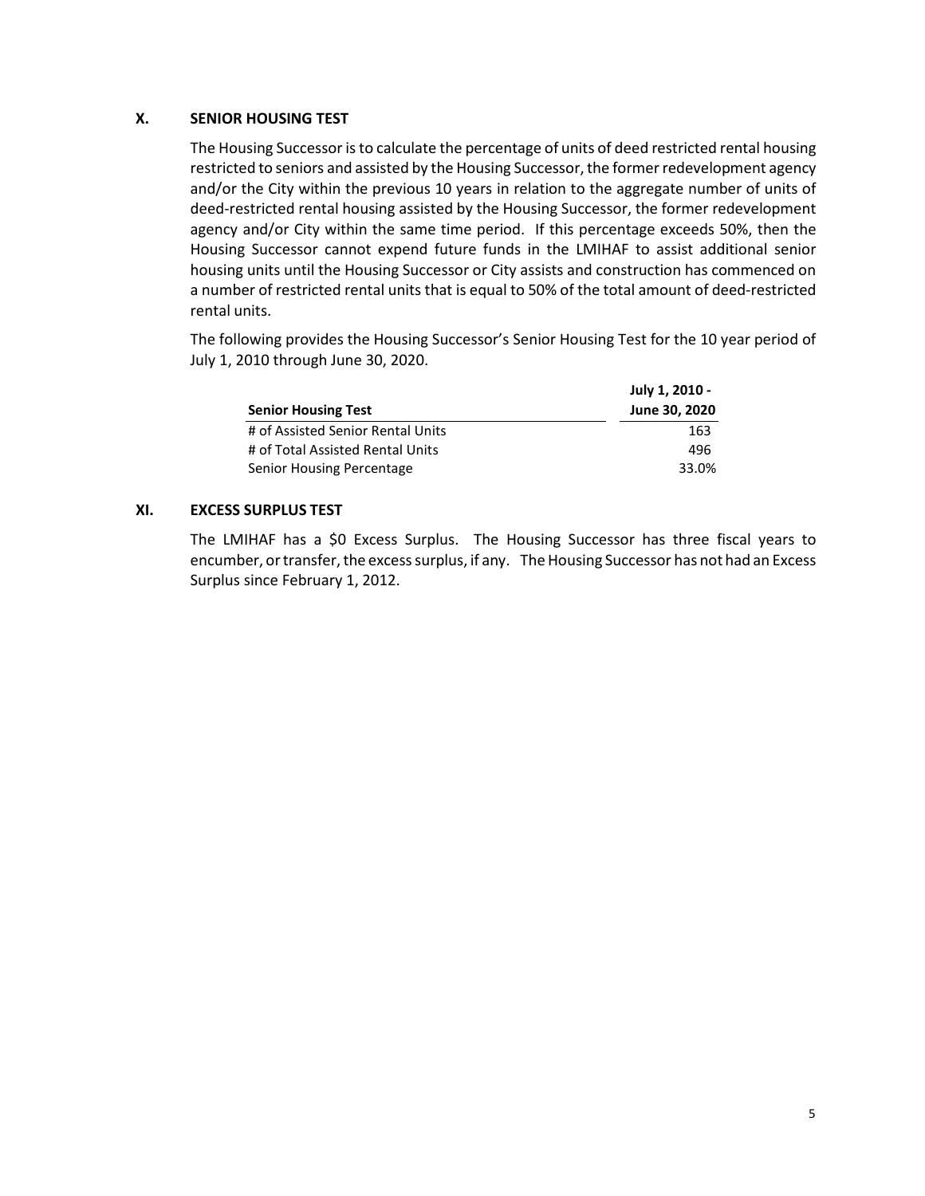## X. SENIOR HOUSING TEST

The Housing Successor is to calculate the percentage of units of deed restricted rental housing restricted to seniors and assisted by the Housing Successor, the former redevelopment agency and/or the City within the previous 10 years in relation to the aggregate number of units of deed-restricted rental housing assisted by the Housing Successor, the former redevelopment agency and/or City within the same time period. If this percentage exceeds 50%, then the Housing Successor cannot expend future funds in the LMIHAF to assist additional senior housing units until the Housing Successor or City assists and construction has commenced on a number of restricted rental units that is equal to 50% of the total amount of deed-restricted rental units.

The following provides the Housing Successor's Senior Housing Test for the 10 year period of July 1, 2010 through June 30, 2020.

| Senior Housing Test | July 1, 2010 - June 30, 2020 |
|---|---|
| # of Assisted Senior Rental Units | 163 |
| # of Total Assisted Rental Units | 496 |
| Senior Housing Percentage | 33.0% |

## XI. EXCESS SURPLUS TEST

The LMIHAF has a $0 Excess Surplus. The Housing Successor has three fiscal years to encumber, or transfer, the excess surplus, if any. The Housing Successor has not had an Excess Surplus since February 1, 2012.